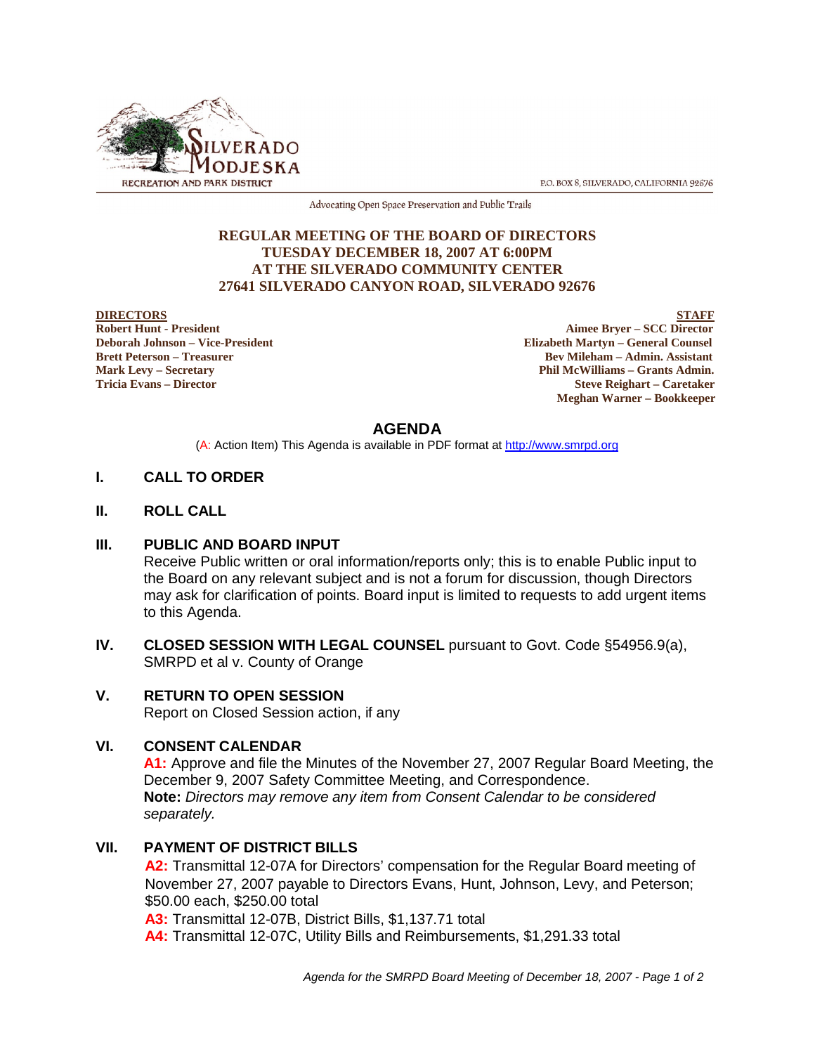SILVERADO MODJESKA
RECREATION AND PARK DISTRICT

P.O. BOX 8, SILVERADO, CALIFORNIA 92676

Advocating Open Space Preservation and Public Trails

**REGULAR MEETING OF THE BOARD OF DIRECTORS**
**TUESDAY DECEMBER 18, 2007 AT 6:00PM**
**AT THE SILVERADO COMMUNITY CENTER**
**27641 SILVERADO CANYON ROAD, SILVERADO 92676**

**DIRECTORS**
**Robert Hunt - President**
**Deborah Johnson – Vice-President**
**Brett Peterson – Treasurer**
**Mark Levy – Secretary**
**Tricia Evans – Director**

**STAFF**
**Aimee Bryer – SCC Director**
**Elizabeth Martyn – General Counsel**
**Bev Mileham – Admin. Assistant**
**Phil McWilliams – Grants Admin.**
**Steve Reighart – Caretaker**
**Meghan Warner – Bookkeeper**

## AGENDA

(A: Action Item) This Agenda is available in PDF format at http://www.smrpd.org

## I. CALL TO ORDER

## II. ROLL CALL

## III. PUBLIC AND BOARD INPUT

Receive Public written or oral information/reports only; this is to enable Public input to the Board on any relevant subject and is not a forum for discussion, though Directors may ask for clarification of points. Board input is limited to requests to add urgent items to this Agenda.

## IV. CLOSED SESSION WITH LEGAL COUNSEL pursuant to Govt. Code §54956.9(a), SMRPD et al v. County of Orange

## V. RETURN TO OPEN SESSION

Report on Closed Session action, if any

## VI. CONSENT CALENDAR

**A1:** Approve and file the Minutes of the November 27, 2007 Regular Board Meeting, the December 9, 2007 Safety Committee Meeting, and Correspondence.
**Note:** *Directors may remove any item from Consent Calendar to be considered separately.*

## VII. PAYMENT OF DISTRICT BILLS

**A2:** Transmittal 12-07A for Directors' compensation for the Regular Board meeting of November 27, 2007 payable to Directors Evans, Hunt, Johnson, Levy, and Peterson; $50.00 each, $250.00 total

**A3:** Transmittal 12-07B, District Bills, $1,137.71 total

**A4:** Transmittal 12-07C, Utility Bills and Reimbursements, $1,291.33 total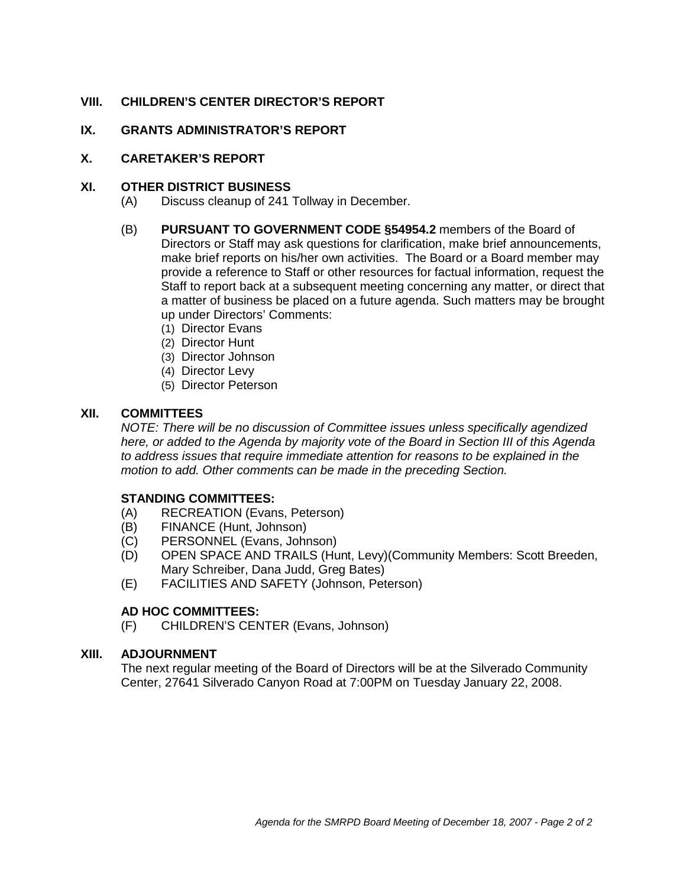## VIII. CHILDREN'S CENTER DIRECTOR'S REPORT

## IX. GRANTS ADMINISTRATOR'S REPORT

## X. CARETAKER'S REPORT

## XI. OTHER DISTRICT BUSINESS

(A) Discuss cleanup of 241 Tollway in December.

(B) **PURSUANT TO GOVERNMENT CODE §54954.2** members of the Board of Directors or Staff may ask questions for clarification, make brief announcements, make brief reports on his/her own activities. The Board or a Board member may provide a reference to Staff or other resources for factual information, request the Staff to report back at a subsequent meeting concerning any matter, or direct that a matter of business be placed on a future agenda. Such matters may be brought up under Directors' Comments:

(1) Director Evans
(2) Director Hunt
(3) Director Johnson
(4) Director Levy
(5) Director Peterson

## XII. COMMITTEES

*NOTE: There will be no discussion of Committee issues unless specifically agendized here, or added to the Agenda by majority vote of the Board in Section III of this Agenda to address issues that require immediate attention for reasons to be explained in the motion to add. Other comments can be made in the preceding Section.*

### STANDING COMMITTEES:

(A) RECREATION (Evans, Peterson)
(B) FINANCE (Hunt, Johnson)
(C) PERSONNEL (Evans, Johnson)
(D) OPEN SPACE AND TRAILS (Hunt, Levy)(Community Members: Scott Breeden, Mary Schreiber, Dana Judd, Greg Bates)
(E) FACILITIES AND SAFETY (Johnson, Peterson)

### AD HOC COMMITTEES:

(F) CHILDREN'S CENTER (Evans, Johnson)

## XIII. ADJOURNMENT

The next regular meeting of the Board of Directors will be at the Silverado Community Center, 27641 Silverado Canyon Road at 7:00PM on Tuesday January 22, 2008.